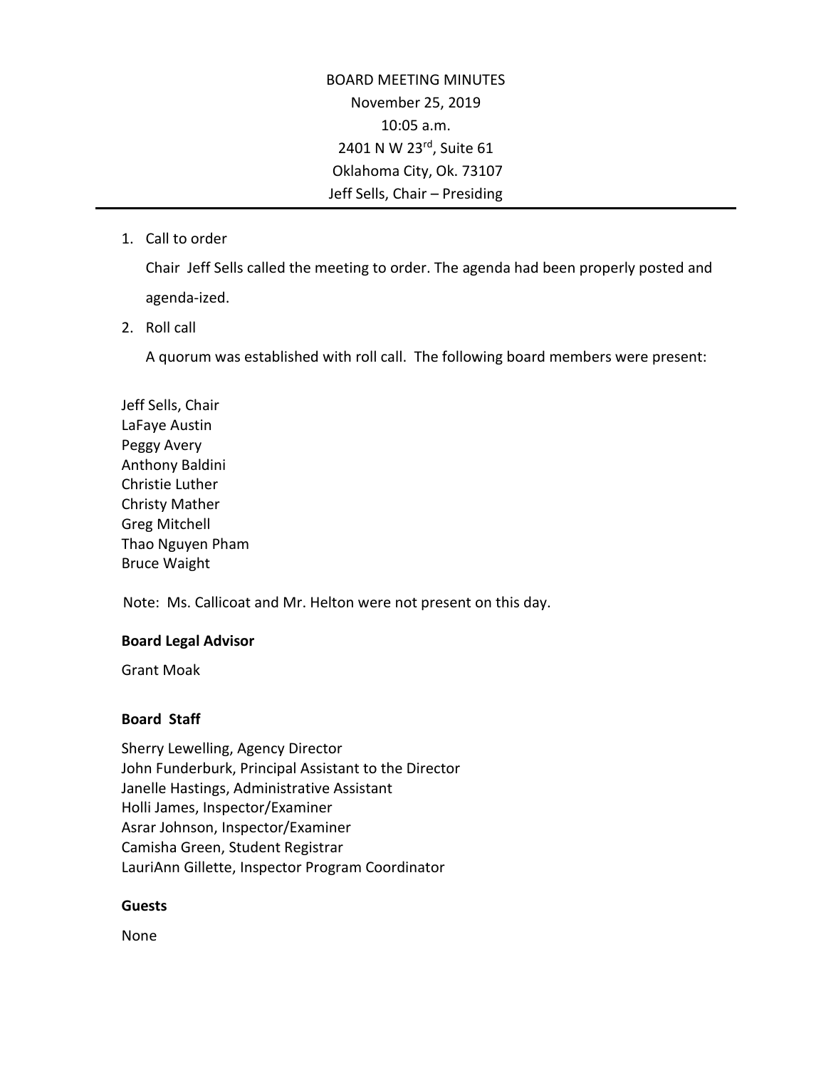BOARD MEETING MINUTES

November 25, 2019

10:05 a.m.

2401 N W 23rd, Suite 61

Oklahoma City, Ok. 73107

Jeff Sells, Chair – Presiding

---

1. Call to order

   Chair Jeff Sells called the meeting to order. The agenda had been properly posted and agenda-ized.

2. Roll call

   A quorum was established with roll call. The following board members were present:

Jeff Sells, Chair
LaFaye Austin
Peggy Avery
Anthony Baldini
Christie Luther
Christy Mather
Greg Mitchell
Thao Nguyen Pham
Bruce Waight

Note: Ms. Callicoat and Mr. Helton were not present on this day.

**Board Legal Advisor**

Grant Moak

**Board Staff**

Sherry Lewelling, Agency Director
John Funderburk, Principal Assistant to the Director
Janelle Hastings, Administrative Assistant
Holli James, Inspector/Examiner
Asrar Johnson, Inspector/Examiner
Camisha Green, Student Registrar
LauriAnn Gillette, Inspector Program Coordinator

**Guests**

None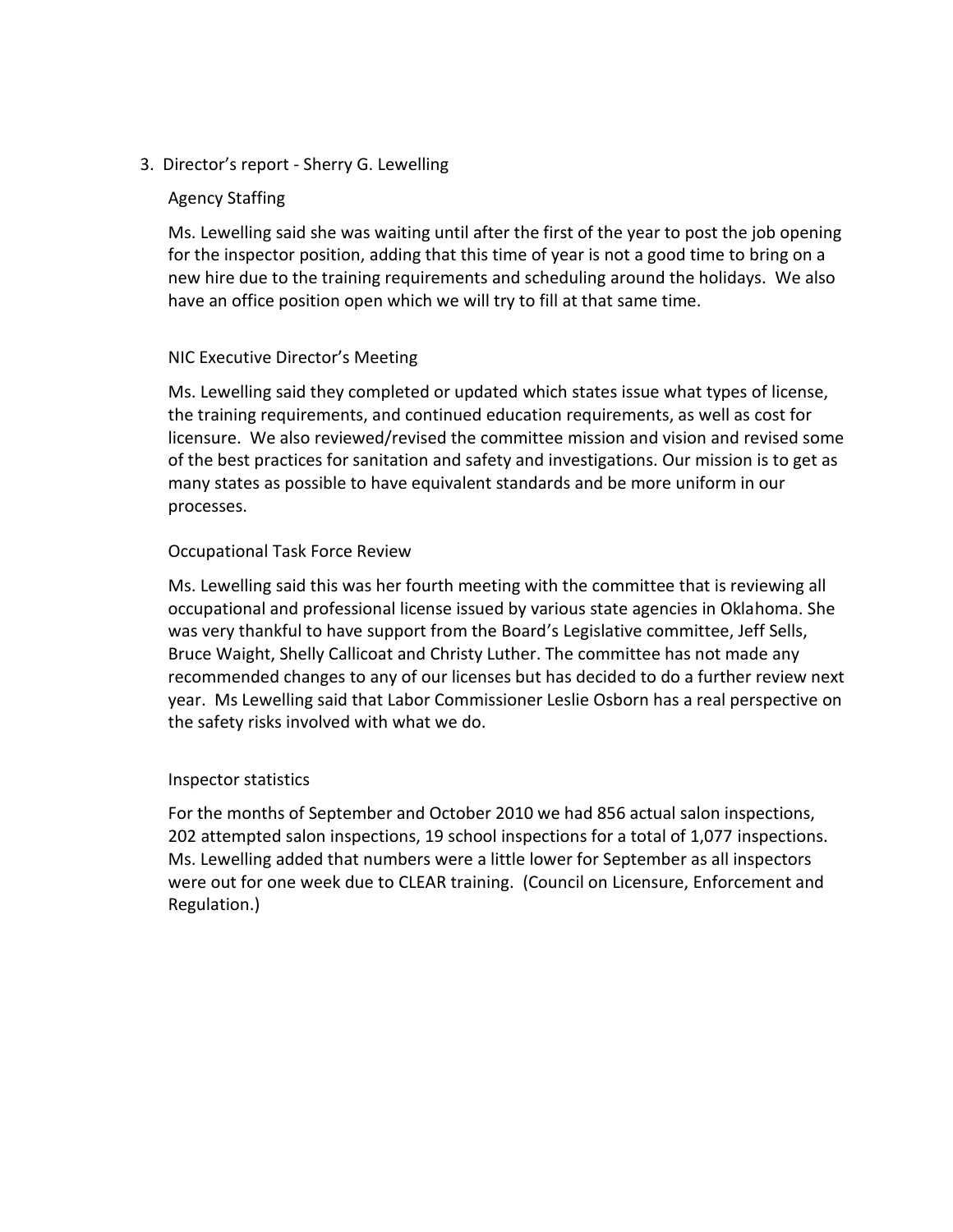3. Director's report - Sherry G. Lewelling

Agency Staffing

Ms. Lewelling said she was waiting until after the first of the year to post the job opening for the inspector position, adding that this time of year is not a good time to bring on a new hire due to the training requirements and scheduling around the holidays. We also have an office position open which we will try to fill at that same time.

NIC Executive Director's Meeting

Ms. Lewelling said they completed or updated which states issue what types of license, the training requirements, and continued education requirements, as well as cost for licensure. We also reviewed/revised the committee mission and vision and revised some of the best practices for sanitation and safety and investigations. Our mission is to get as many states as possible to have equivalent standards and be more uniform in our processes.

Occupational Task Force Review

Ms. Lewelling said this was her fourth meeting with the committee that is reviewing all occupational and professional license issued by various state agencies in Oklahoma. She was very thankful to have support from the Board's Legislative committee, Jeff Sells, Bruce Waight, Shelly Callicoat and Christy Luther. The committee has not made any recommended changes to any of our licenses but has decided to do a further review next year. Ms Lewelling said that Labor Commissioner Leslie Osborn has a real perspective on the safety risks involved with what we do.

Inspector statistics

For the months of September and October 2010 we had 856 actual salon inspections, 202 attempted salon inspections, 19 school inspections for a total of 1,077 inspections. Ms. Lewelling added that numbers were a little lower for September as all inspectors were out for one week due to CLEAR training. (Council on Licensure, Enforcement and Regulation.)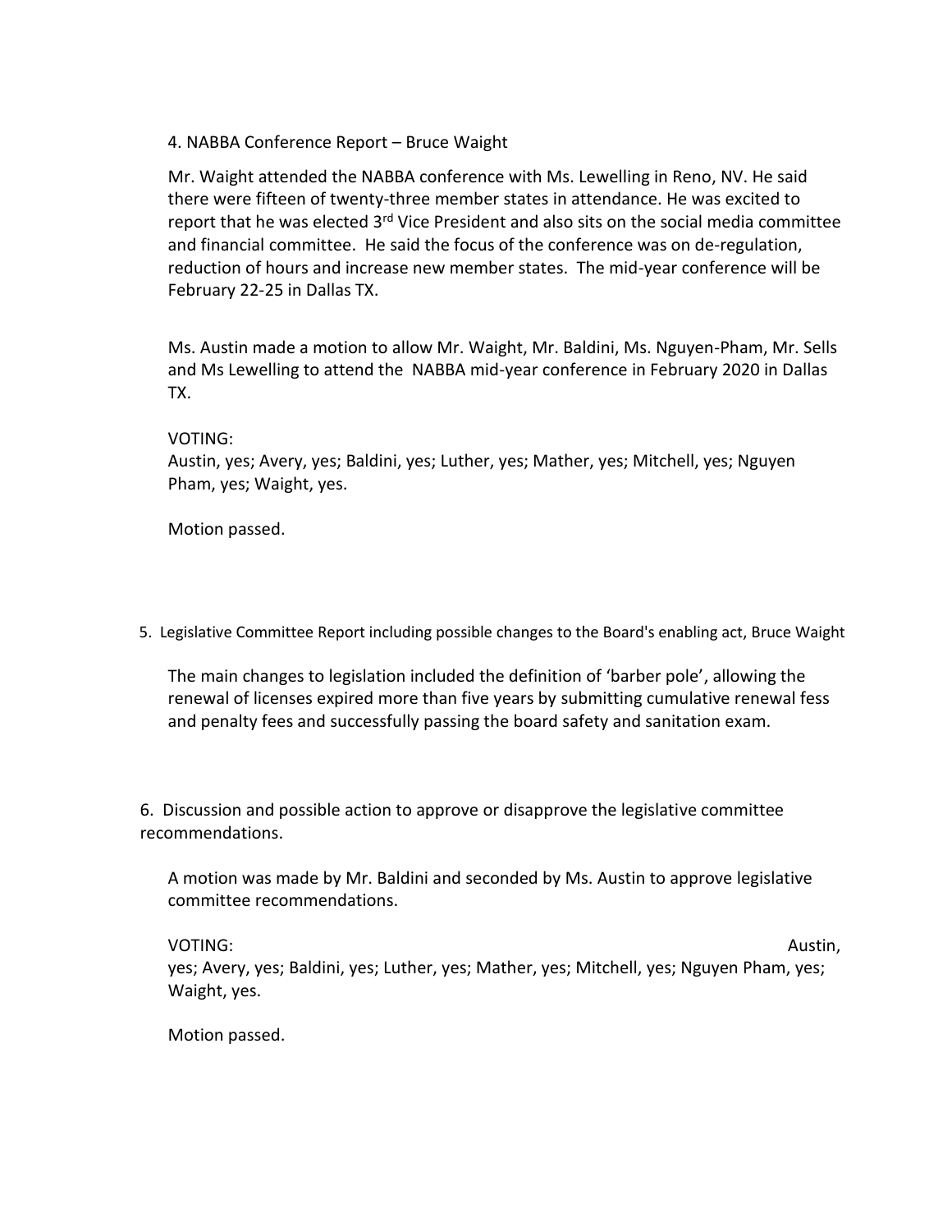4. NABBA Conference Report – Bruce Waight

Mr. Waight attended the NABBA conference with Ms. Lewelling in Reno, NV. He said there were fifteen of twenty-three member states in attendance. He was excited to report that he was elected 3rd Vice President and also sits on the social media committee and financial committee. He said the focus of the conference was on de-regulation, reduction of hours and increase new member states. The mid-year conference will be February 22-25 in Dallas TX.

Ms. Austin made a motion to allow Mr. Waight, Mr. Baldini, Ms. Nguyen-Pham, Mr. Sells and Ms Lewelling to attend the NABBA mid-year conference in February 2020 in Dallas TX.

VOTING:
Austin, yes; Avery, yes; Baldini, yes; Luther, yes; Mather, yes; Mitchell, yes; Nguyen Pham, yes; Waight, yes.

Motion passed.

5. Legislative Committee Report including possible changes to the Board's enabling act, Bruce Waight

The main changes to legislation included the definition of 'barber pole', allowing the renewal of licenses expired more than five years by submitting cumulative renewal fess and penalty fees and successfully passing the board safety and sanitation exam.

6. Discussion and possible action to approve or disapprove the legislative committee recommendations.

A motion was made by Mr. Baldini and seconded by Ms. Austin to approve legislative committee recommendations.

VOTING: Austin, yes; Avery, yes; Baldini, yes; Luther, yes; Mather, yes; Mitchell, yes; Nguyen Pham, yes; Waight, yes.

Motion passed.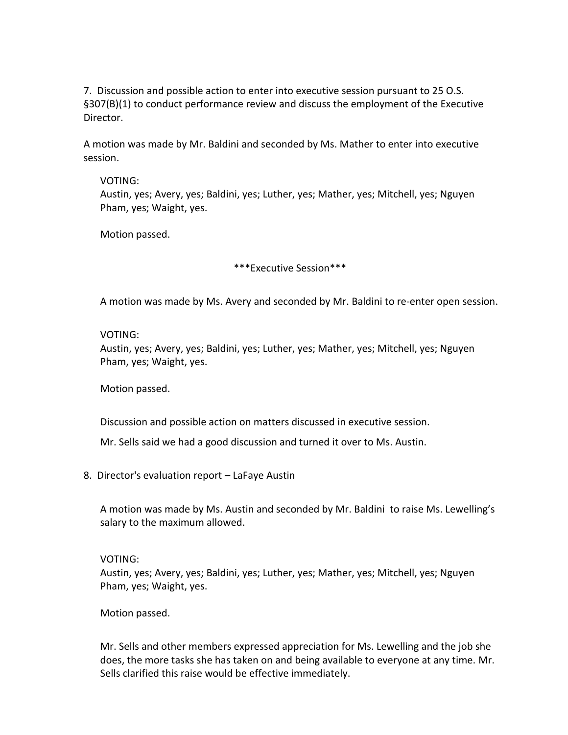7. Discussion and possible action to enter into executive session pursuant to 25 O.S. §307(B)(1) to conduct performance review and discuss the employment of the Executive Director.

A motion was made by Mr. Baldini and seconded by Ms. Mather to enter into executive session.

VOTING:
Austin, yes; Avery, yes; Baldini, yes; Luther, yes; Mather, yes; Mitchell, yes; Nguyen Pham, yes; Waight, yes.

Motion passed.

***Executive Session***

A motion was made by Ms. Avery and seconded by Mr. Baldini to re-enter open session.

VOTING:
Austin, yes; Avery, yes; Baldini, yes; Luther, yes; Mather, yes; Mitchell, yes; Nguyen Pham, yes; Waight, yes.

Motion passed.

Discussion and possible action on matters discussed in executive session.

Mr. Sells said we had a good discussion and turned it over to Ms. Austin.

8. Director's evaluation report – LaFaye Austin

A motion was made by Ms. Austin and seconded by Mr. Baldini to raise Ms. Lewelling's salary to the maximum allowed.

VOTING:
Austin, yes; Avery, yes; Baldini, yes; Luther, yes; Mather, yes; Mitchell, yes; Nguyen Pham, yes; Waight, yes.

Motion passed.

Mr. Sells and other members expressed appreciation for Ms. Lewelling and the job she does, the more tasks she has taken on and being available to everyone at any time. Mr. Sells clarified this raise would be effective immediately.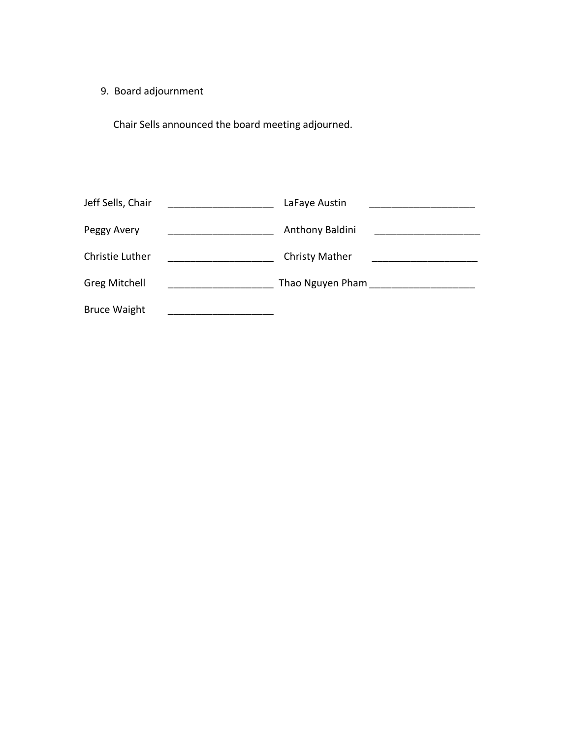9. Board adjournment

Chair Sells announced the board meeting adjourned.

| | | | |
|---|---|---|---|
| Jeff Sells, Chair | ___________________ | LaFaye Austin | ___________________ |
| Peggy Avery | ___________________ | Anthony Baldini | ___________________ |
| Christie Luther | ___________________ | Christy Mather | ___________________ |
| Greg Mitchell | ___________________ | Thao Nguyen Pham | ___________________ |
| Bruce Waight | ___________________ | | |